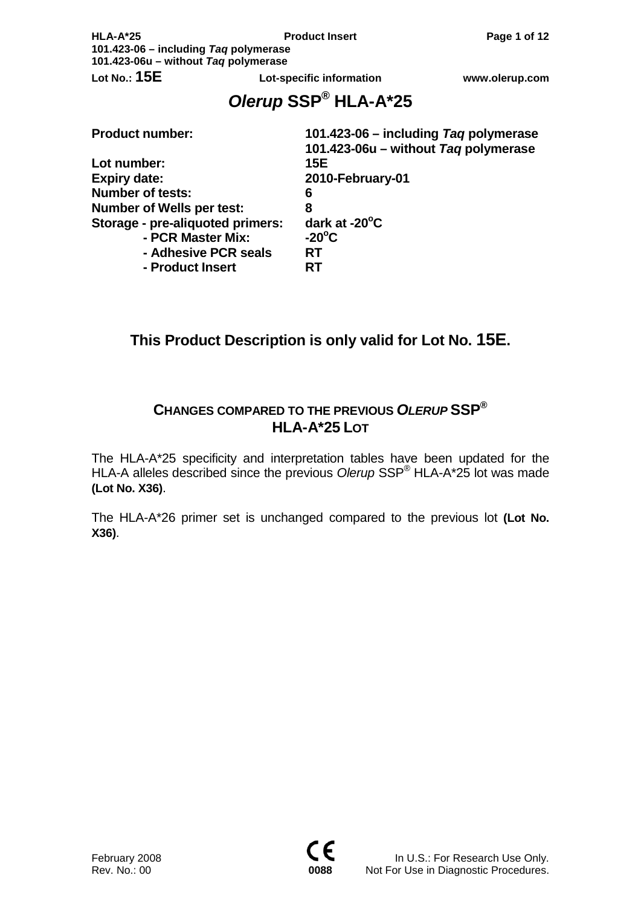# *Olerup* SSP® HLA-A*25

| | |
|---|---|
| **Product number:** | **101.423-06 – including *Taq* polymerase** |
| | **101.423-06u – without *Taq* polymerase** |
| **Lot number:** | **15E** |
| **Expiry date:** | **2010-February-01** |
| **Number of tests:** | **6** |
| **Number of Wells per test:** | **8** |
| **Storage - pre-aliquoted primers:** | **dark at -20°C** |
| **- PCR Master Mix:** | **-20°C** |
| **- Adhesive PCR seals** | **RT** |
| **- Product Insert** | **RT** |

## This Product Description is only valid for Lot No. 15E.

## CHANGES COMPARED TO THE PREVIOUS *OLERUP* SSP® HLA-A*25 LOT

The HLA-A*25 specificity and interpretation tables have been updated for the HLA-A alleles described since the previous *Olerup* SSP® HLA-A*25 lot was made **(Lot No. X36)**.

The HLA-A*26 primer set is unchanged compared to the previous lot **(Lot No. X36)**.

February 2008
Rev. No.: 00

0088

In U.S.: For Research Use Only.
Not For Use in Diagnostic Procedures.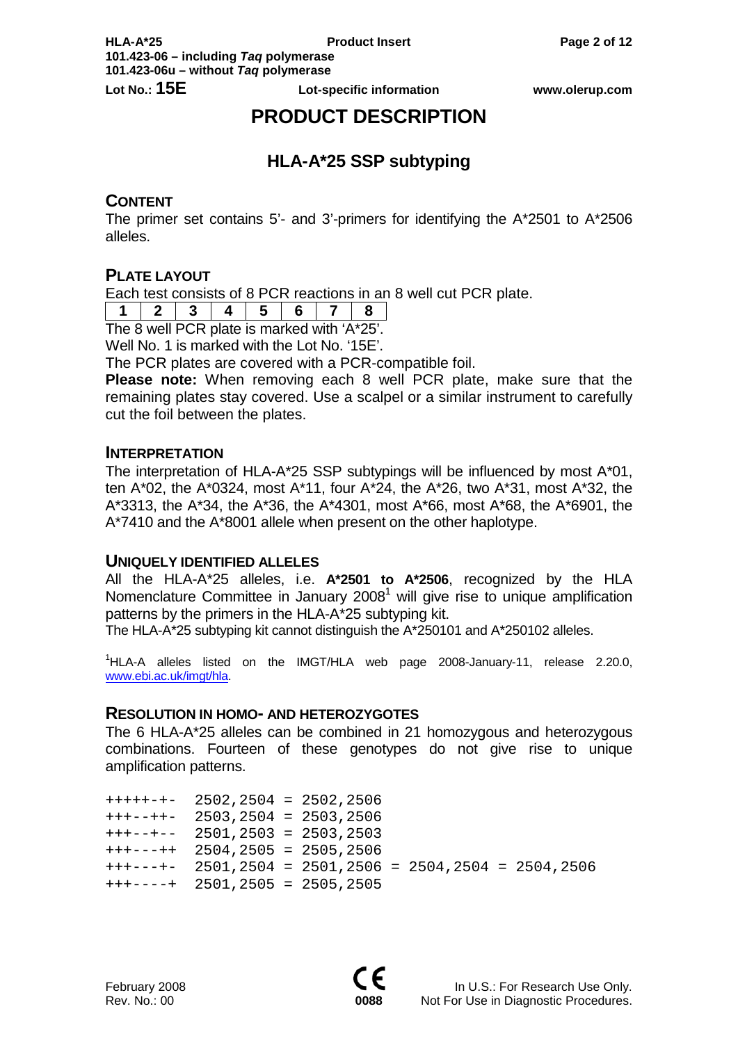# PRODUCT DESCRIPTION

## HLA-A*25 SSP subtyping

### CONTENT

The primer set contains 5'- and 3'-primers for identifying the A*2501 to A*2506 alleles.

### PLATE LAYOUT

Each test consists of 8 PCR reactions in an 8 well cut PCR plate.

| 1 | 2 | 3 | 4 | 5 | 6 | 7 | 8 |
|---|---|---|---|---|---|---|---|

The 8 well PCR plate is marked with 'A*25'.
Well No. 1 is marked with the Lot No. '15E'.
The PCR plates are covered with a PCR-compatible foil.
**Please note:** When removing each 8 well PCR plate, make sure that the remaining plates stay covered. Use a scalpel or a similar instrument to carefully cut the foil between the plates.

### INTERPRETATION

The interpretation of HLA-A*25 SSP subtypings will be influenced by most A*01, ten A*02, the A*0324, most A*11, four A*24, the A*26, two A*31, most A*32, the A*3313, the A*34, the A*36, the A*4301, most A*66, most A*68, the A*6901, the A*7410 and the A*8001 allele when present on the other haplotype.

### UNIQUELY IDENTIFIED ALLELES

All the HLA-A*25 alleles, i.e. **A*2501 to A*2506**, recognized by the HLA Nomenclature Committee in January 2008[1] will give rise to unique amplification patterns by the primers in the HLA-A*25 subtyping kit.
The HLA-A*25 subtyping kit cannot distinguish the A*250101 and A*250102 alleles.

[1]HLA-A alleles listed on the IMGT/HLA web page 2008-January-11, release 2.20.0, www.ebi.ac.uk/imgt/hla.

### RESOLUTION IN HOMO- AND HETEROZYGOTES

The 6 HLA-A*25 alleles can be combined in 21 homozygous and heterozygous combinations. Fourteen of these genotypes do not give rise to unique amplification patterns.

```
+++++-+-  2502,2504 = 2502,2506
+++--++-  2503,2504 = 2503,2506
+++--+--  2501,2503 = 2503,2503
+++---++  2504,2505 = 2505,2506
+++---+-  2501,2504 = 2501,2506 = 2504,2504 = 2504,2506
+++----+  2501,2505 = 2505,2505
```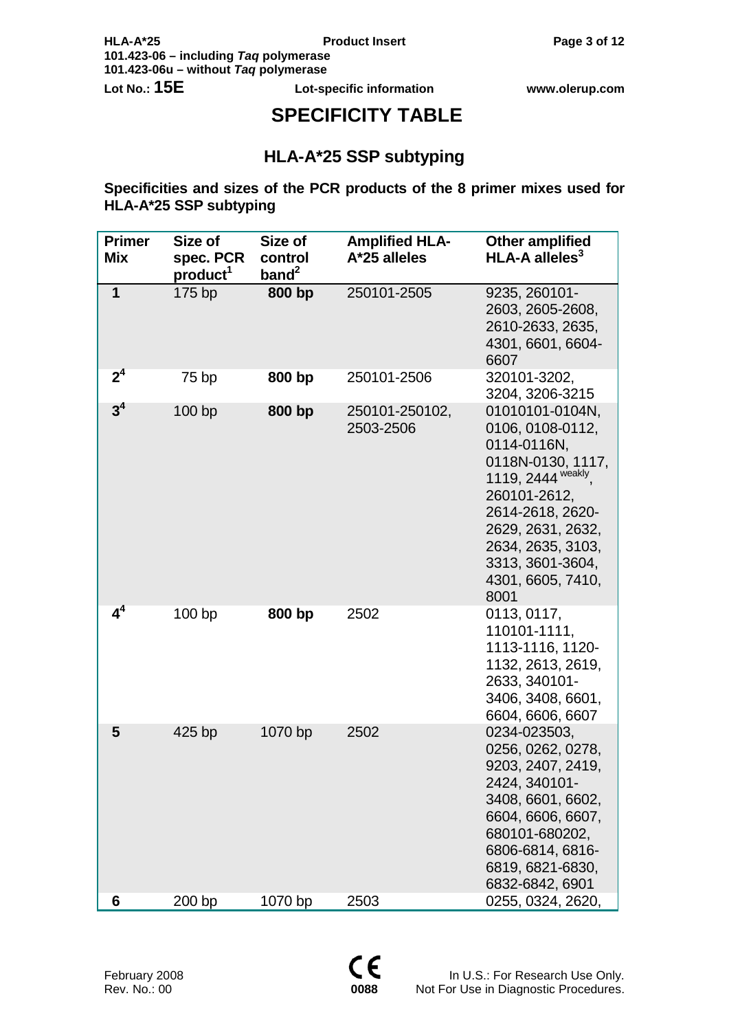# SPECIFICITY TABLE

## HLA-A*25 SSP subtyping

**Specificities and sizes of the PCR products of the 8 primer mixes used for HLA-A*25 SSP subtyping**

| Primer Mix | Size of spec. PCR product[1] | Size of control band[2] | Amplified HLA-A*25 alleles | Other amplified HLA-A alleles[3] |
|---|---|---|---|---|
| 1 | 175 bp | **800 bp** | 250101-2505 | 9235, 260101-2603, 2605-2608, 2610-2633, 2635, 4301, 6601, 6604-6607 |
| 2[4] | 75 bp | **800 bp** | 250101-2506 | 320101-3202, 3204, 3206-3215 |
| 3[4] | 100 bp | **800 bp** | 250101-250102, 2503-2506 | 01010101-0104N, 0106, 0108-0112, 0114-0116N, 0118N-0130, 1117, 1119, 2444 weakly, 260101-2612, 2614-2618, 2620-2629, 2631, 2632, 2634, 2635, 3103, 3313, 3601-3604, 4301, 6605, 7410, 8001 |
| 4[4] | 100 bp | **800 bp** | 2502 | 0113, 0117, 110101-1111, 1113-1116, 1120-1132, 2613, 2619, 2633, 340101-3406, 3408, 6601, 6604, 6606, 6607 |
| 5 | 425 bp | 1070 bp | 2502 | 0234-023503, 0256, 0262, 0278, 9203, 2407, 2419, 2424, 340101-3408, 6601, 6602, 6604, 6606, 6607, 680101-680202, 6806-6814, 6816-6819, 6821-6830, 6832-6842, 6901 |
| 6 | 200 bp | 1070 bp | 2503 | 0255, 0324, 2620, |

February 2008
Rev. No.: 00

In U.S.: For Research Use Only.
Not For Use in Diagnostic Procedures.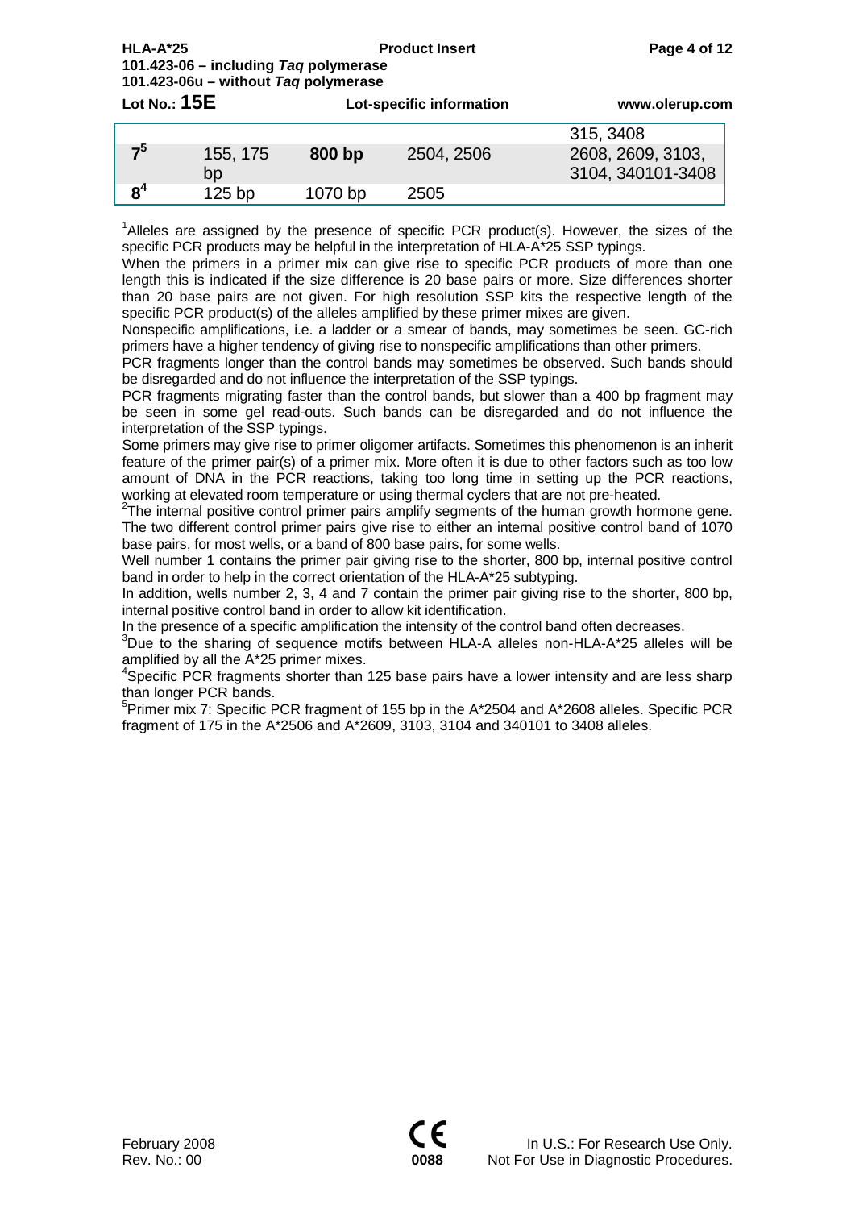**Lot No.: 15E** — Lot-specific information

| | | | | |
|---|---|---|---|---|
| | | | | 315, 3408 |
| 7[5] | 155, 175 bp | **800 bp** | 2504, 2506 | 2608, 2609, 3103, 3104, 340101-3408 |
| 8[4] | 125 bp | 1070 bp | 2505 | |

[1]Alleles are assigned by the presence of specific PCR product(s). However, the sizes of the specific PCR products may be helpful in the interpretation of HLA-A*25 SSP typings.
When the primers in a primer mix can give rise to specific PCR products of more than one length this is indicated if the size difference is 20 base pairs or more. Size differences shorter than 20 base pairs are not given. For high resolution SSP kits the respective length of the specific PCR product(s) of the alleles amplified by these primer mixes are given.
Nonspecific amplifications, i.e. a ladder or a smear of bands, may sometimes be seen. GC-rich primers have a higher tendency of giving rise to nonspecific amplifications than other primers.
PCR fragments longer than the control bands may sometimes be observed. Such bands should be disregarded and do not influence the interpretation of the SSP typings.
PCR fragments migrating faster than the control bands, but slower than a 400 bp fragment may be seen in some gel read-outs. Such bands can be disregarded and do not influence the interpretation of the SSP typings.
Some primers may give rise to primer oligomer artifacts. Sometimes this phenomenon is an inherit feature of the primer pair(s) of a primer mix. More often it is due to other factors such as too low amount of DNA in the PCR reactions, taking too long time in setting up the PCR reactions, working at elevated room temperature or using thermal cyclers that are not pre-heated.
[2]The internal positive control primer pairs amplify segments of the human growth hormone gene. The two different control primer pairs give rise to either an internal positive control band of 1070 base pairs, for most wells, or a band of 800 base pairs, for some wells.
Well number 1 contains the primer pair giving rise to the shorter, 800 bp, internal positive control band in order to help in the correct orientation of the HLA-A*25 subtyping.
In addition, wells number 2, 3, 4 and 7 contain the primer pair giving rise to the shorter, 800 bp, internal positive control band in order to allow kit identification.
In the presence of a specific amplification the intensity of the control band often decreases.
[3]Due to the sharing of sequence motifs between HLA-A alleles non-HLA-A*25 alleles will be amplified by all the A*25 primer mixes.
[4]Specific PCR fragments shorter than 125 base pairs have a lower intensity and are less sharp than longer PCR bands.
[5]Primer mix 7: Specific PCR fragment of 155 bp in the A*2504 and A*2608 alleles. Specific PCR fragment of 175 in the A*2506 and A*2609, 3103, 3104 and 340101 to 3408 alleles.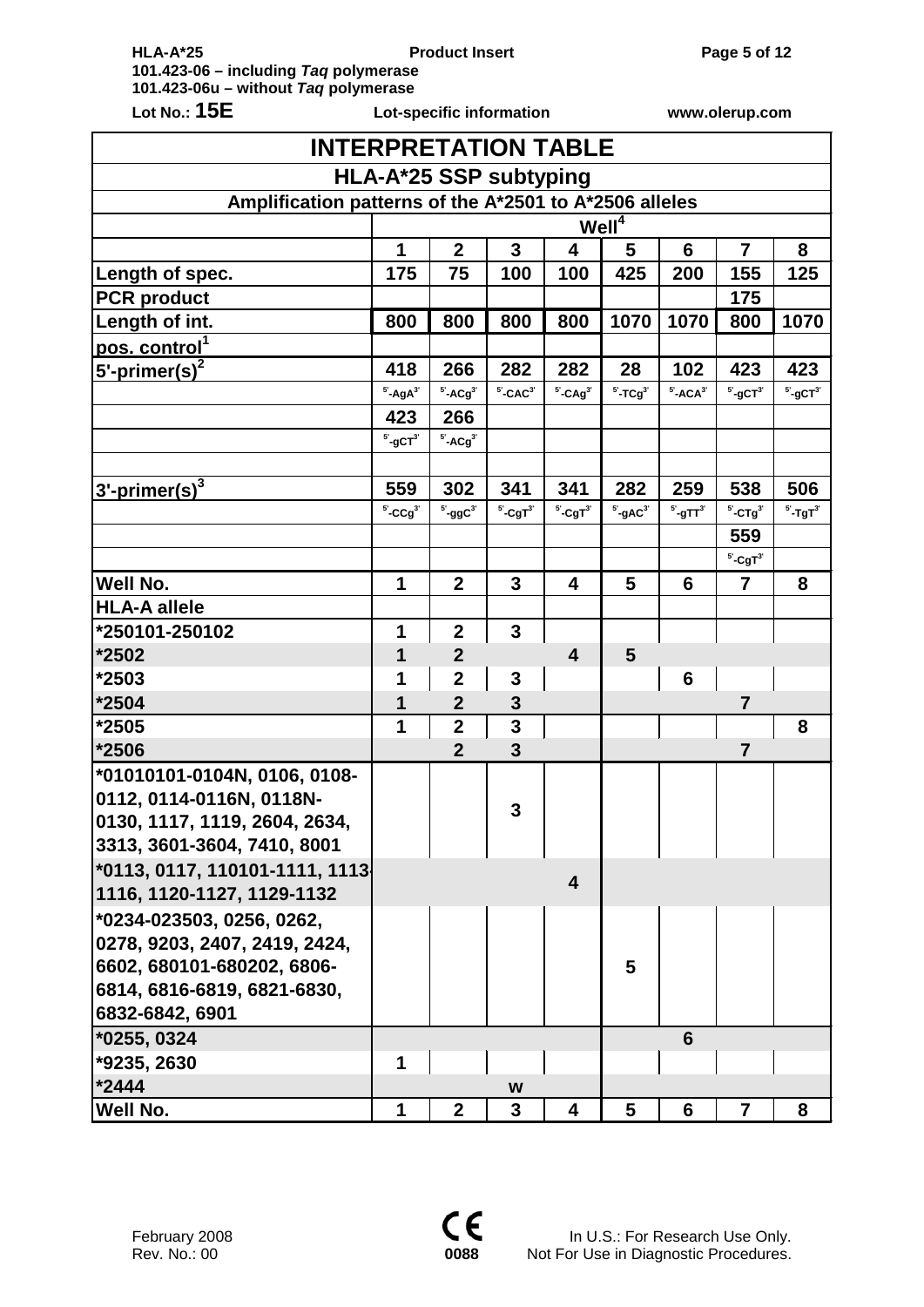Lot No.: **15E** Lot-specific information www.olerup.com

| INTERPRETATION TABLE | | | | | | | | |
|---|---|---|---|---|---|---|---|---|
| **HLA-A*25 SSP subtyping** | | | | | | | | |
| **Amplification patterns of the A*2501 to A*2506 alleles** | | | | | | | | |
| | Well[4] | | | | | | | |
| | **1** | **2** | **3** | **4** | **5** | **6** | **7** | **8** |
| **Length of spec.** | 175 | 75 | 100 | 100 | 425 | 200 | 155 | 125 |
| **PCR product** | | | | | | | 175 | |
| **Length of int.** | 800 | 800 | 800 | 800 | 1070 | 1070 | 800 | 1070 |
| **pos. control[1]** | | | | | | | | |
| **5'-primer(s)[2]** | 418 | 266 | 282 | 282 | 28 | 102 | 423 | 423 |
| | 5'-AgA3' | 5'-ACg3' | 5'-CAC3' | 5'-CAg3' | 5'-TCg3' | 5'-ACA3' | 5'-gCT3' | 5'-gCT3' |
| | 423 | 266 | | | | | | |
| | 5'-gCT3' | 5'-ACg3' | | | | | | |
| | | | | | | | | |
| **3'-primer(s)[3]** | 559 | 302 | 341 | 341 | 282 | 259 | 538 | 506 |
| | 5'-CCg3' | 5'-ggC3' | 5'-CgT3' | 5'-CgT3' | 5'-gAC3' | 5'-gTT3' | 5'-CTg3' | 5'-TgT3' |
| | | | | | | | 559 | |
| | | | | | | | 5'-CgT3' | |
| **Well No.** | **1** | **2** | **3** | **4** | **5** | **6** | **7** | **8** |
| **HLA-A allele** | | | | | | | | |
| ***250101-250102** | 1 | 2 | 3 | | | | | |
| ***2502** | 1 | 2 | | 4 | 5 | | | |
| ***2503** | 1 | 2 | 3 | | | 6 | | |
| ***2504** | 1 | 2 | 3 | | | | 7 | |
| ***2505** | 1 | 2 | 3 | | | | | 8 |
| ***2506** | | 2 | 3 | | | | 7 | |
| ***01010101-0104N, 0106, 0108-0112, 0114-0116N, 0118N-0130, 1117, 1119, 2604, 2634, 3313, 3601-3604, 7410, 8001** | | | 3 | | | | | |
| ***0113, 0117, 110101-1111, 1113-1116, 1120-1127, 1129-1132** | | | | 4 | | | | |
| ***0234-023503, 0256, 0262, 0278, 9203, 2407, 2419, 2424, 6602, 680101-680202, 6806-6814, 6816-6819, 6821-6830, 6832-6842, 6901** | | | | | 5 | | | |
| ***0255, 0324** | | | | | | 6 | | |
| ***9235, 2630** | 1 | | | | | | | |
| ***2444** | | | w | | | | | |
| **Well No.** | **1** | **2** | **3** | **4** | **5** | **6** | **7** | **8** |

February 2008
Rev. No.: 00

CE 0088

In U.S.: For Research Use Only.
Not For Use in Diagnostic Procedures.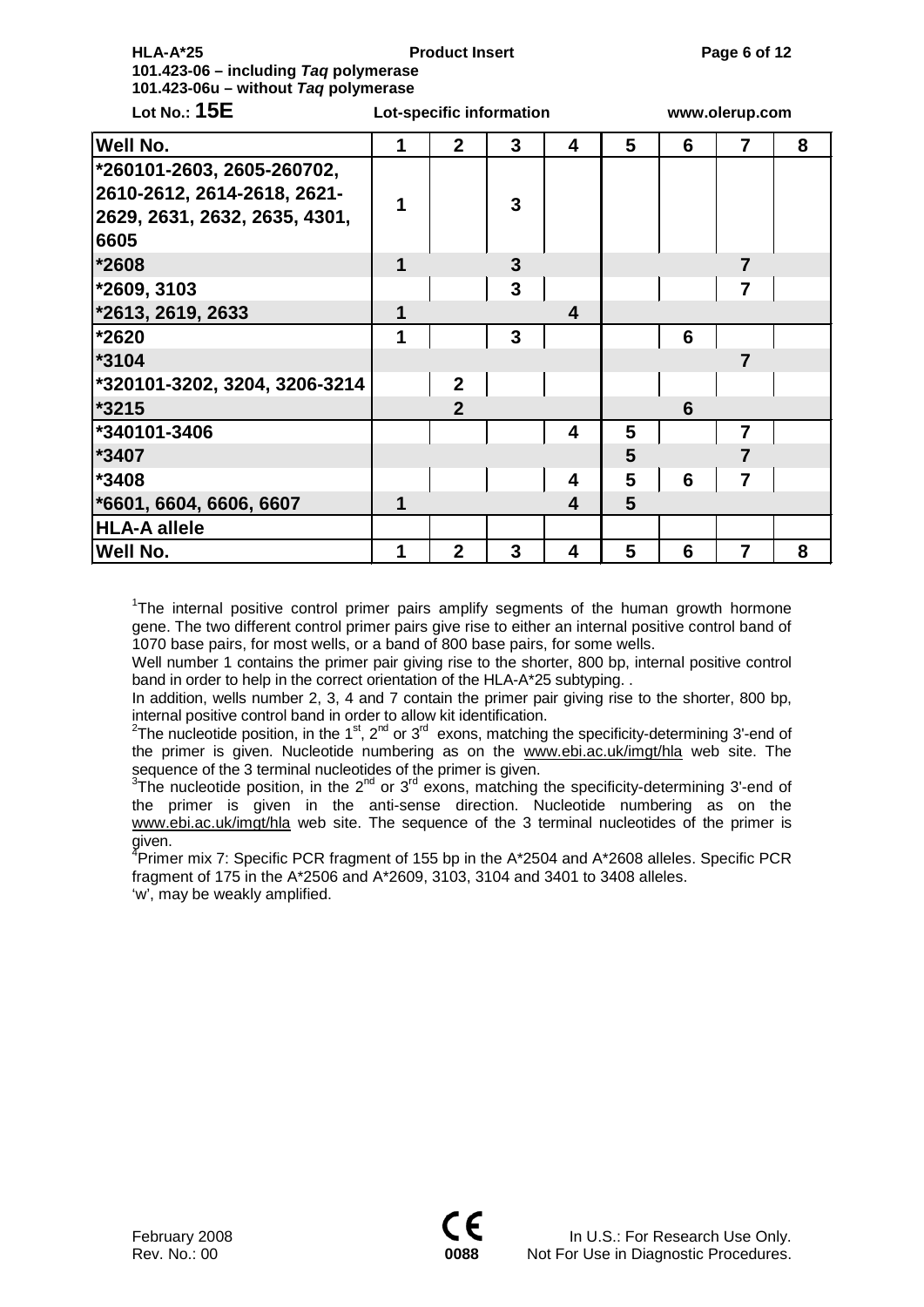Lot No.: **15E** Lot-specific information www.olerup.com

| Well No. | 1 | 2 | 3 | 4 | 5 | 6 | 7 | 8 |
|---|---|---|---|---|---|---|---|---|
| *260101-2603, 2605-260702, 2610-2612, 2614-2618, 2621-2629, 2631, 2632, 2635, 4301, 6605 | 1 | | 3 | | | | | |
| *2608 | 1 | | 3 | | | | 7 | |
| *2609, 3103 | | | 3 | | | | 7 | |
| *2613, 2619, 2633 | 1 | | | 4 | | | | |
| *2620 | 1 | | 3 | | | 6 | | |
| *3104 | | | | | | | 7 | |
| *320101-3202, 3204, 3206-3214 | | 2 | | | | | | |
| *3215 | | 2 | | | | 6 | | |
| *340101-3406 | | | | 4 | 5 | | 7 | |
| *3407 | | | | | 5 | | 7 | |
| *3408 | | | | 4 | 5 | 6 | 7 | |
| *6601, 6604, 6606, 6607 | 1 | | | 4 | 5 | | | |
| HLA-A allele | | | | | | | | |
| Well No. | 1 | 2 | 3 | 4 | 5 | 6 | 7 | 8 |

[1]The internal positive control primer pairs amplify segments of the human growth hormone gene. The two different control primer pairs give rise to either an internal positive control band of 1070 base pairs, for most wells, or a band of 800 base pairs, for some wells.
Well number 1 contains the primer pair giving rise to the shorter, 800 bp, internal positive control band in order to help in the correct orientation of the HLA-A*25 subtyping. .
In addition, wells number 2, 3, 4 and 7 contain the primer pair giving rise to the shorter, 800 bp, internal positive control band in order to allow kit identification.
[2]The nucleotide position, in the 1st, 2nd or 3rd exons, matching the specificity-determining 3'-end of the primer is given. Nucleotide numbering as on the www.ebi.ac.uk/imgt/hla web site. The sequence of the 3 terminal nucleotides of the primer is given.
[3]The nucleotide position, in the 2nd or 3rd exons, matching the specificity-determining 3'-end of the primer is given in the anti-sense direction. Nucleotide numbering as on the www.ebi.ac.uk/imgt/hla web site. The sequence of the 3 terminal nucleotides of the primer is given.
[4]Primer mix 7: Specific PCR fragment of 155 bp in the A*2504 and A*2608 alleles. Specific PCR fragment of 175 in the A*2506 and A*2609, 3103, 3104 and 3401 to 3408 alleles.
'w', may be weakly amplified.

February 2008
Rev. No.: 00

0088

In U.S.: For Research Use Only.
Not For Use in Diagnostic Procedures.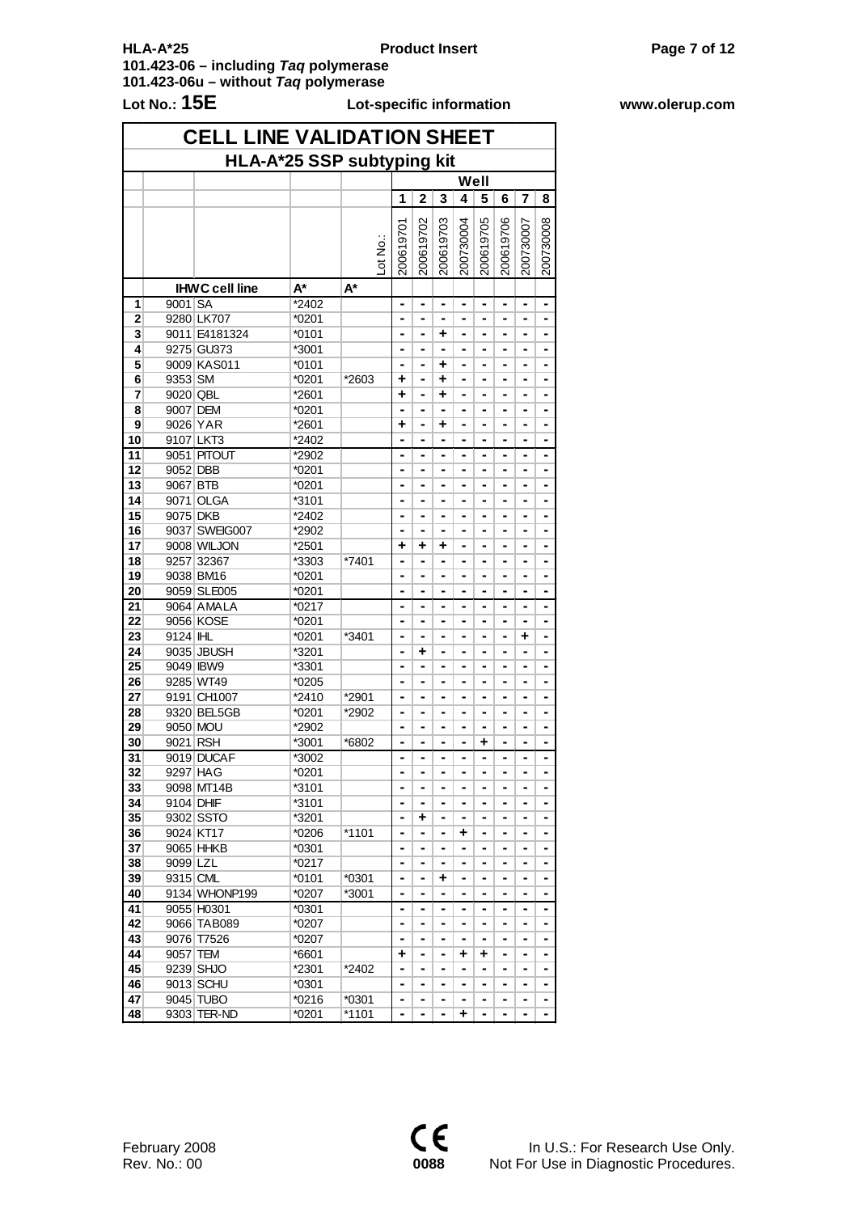Lot No.: **15E** Lot-specific information

# CELL LINE VALIDATION SHEET

## HLA-A*25 SSP subtyping kit

| | IHWC cell line | | A* | A* | 1 | 2 | 3 | 4 | 5 | 6 | 7 | 8 |
|---|---|---|---|---|---|---|---|---|---|---|---|---|
| | | | | Lot No.: | 200619701 | 200619702 | 200619703 | 200730004 | 200619705 | 200619706 | 200730007 | 200730008 |
| 1 | 9001 | SA | *2402 | | - | - | - | - | - | - | - | - |
| 2 | 9280 | LK707 | *0201 | | - | - | - | - | - | - | - | - |
| 3 | 9011 | E4181324 | *0101 | | - | - | + | - | - | - | - | - |
| 4 | 9275 | GU373 | *3001 | | - | - | - | - | - | - | - | - |
| 5 | 9009 | KAS011 | *0101 | | - | - | + | - | - | - | - | - |
| 6 | 9353 | SM | *0201 | *2603 | + | - | + | - | - | - | - | - |
| 7 | 9020 | QBL | *2601 | | + | - | + | - | - | - | - | - |
| 8 | 9007 | DEM | *0201 | | - | - | - | - | - | - | - | - |
| 9 | 9026 | YAR | *2601 | | + | - | + | - | - | - | - | - |
| 10 | 9107 | LKT3 | *2402 | | - | - | - | - | - | - | - | - |
| 11 | 9051 | PITOUT | *2902 | | - | - | - | - | - | - | - | - |
| 12 | 9052 | DBB | *0201 | | - | - | - | - | - | - | - | - |
| 13 | 9067 | BTB | *0201 | | - | - | - | - | - | - | - | - |
| 14 | 9071 | OLGA | *3101 | | - | - | - | - | - | - | - | - |
| 15 | 9075 | DKB | *2402 | | - | - | - | - | - | - | - | - |
| 16 | 9037 | SWEIG007 | *2902 | | - | - | - | - | - | - | - | - |
| 17 | 9008 | WILJON | *2501 | | + | + | + | - | - | - | - | - |
| 18 | 9257 | 32367 | *3303 | *7401 | - | - | - | - | - | - | - | - |
| 19 | 9038 | BM16 | *0201 | | - | - | - | - | - | - | - | - |
| 20 | 9059 | SLE005 | *0201 | | - | - | - | - | - | - | - | - |
| 21 | 9064 | AMALA | *0217 | | - | - | - | - | - | - | - | - |
| 22 | 9056 | KOSE | *0201 | | - | - | - | - | - | - | - | - |
| 23 | 9124 | IHL | *0201 | *3401 | - | - | - | - | - | - | + | - |
| 24 | 9035 | JBUSH | *3201 | | - | + | - | - | - | - | - | - |
| 25 | 9049 | IBW9 | *3301 | | - | - | - | - | - | - | - | - |
| 26 | 9285 | WT49 | *0205 | | - | - | - | - | - | - | - | - |
| 27 | 9191 | CH1007 | *2410 | *2901 | - | - | - | - | - | - | - | - |
| 28 | 9320 | BEL5GB | *0201 | *2902 | - | - | - | - | - | - | - | - |
| 29 | 9050 | MOU | *2902 | | - | - | - | - | - | - | - | - |
| 30 | 9021 | RSH | *3001 | *6802 | - | - | - | - | + | - | - | - |
| 31 | 9019 | DUCAF | *3002 | | - | - | - | - | - | - | - | - |
| 32 | 9297 | HAG | *0201 | | - | - | - | - | - | - | - | - |
| 33 | 9098 | MT14B | *3101 | | - | - | - | - | - | - | - | - |
| 34 | 9104 | DHIF | *3101 | | - | - | - | - | - | - | - | - |
| 35 | 9302 | SSTO | *3201 | | - | + | - | - | - | - | - | - |
| 36 | 9024 | KT17 | *0206 | *1101 | - | - | - | + | - | - | - | - |
| 37 | 9065 | HHKB | *0301 | | - | - | - | - | - | - | - | - |
| 38 | 9099 | LZL | *0217 | | - | - | - | - | - | - | - | - |
| 39 | 9315 | CML | *0101 | *0301 | - | - | + | - | - | - | - | - |
| 40 | 9134 | WHONP199 | *0207 | *3001 | - | - | - | - | - | - | - | - |
| 41 | 9055 | H0301 | *0301 | | - | - | - | - | - | - | - | - |
| 42 | 9066 | TAB089 | *0207 | | - | - | - | - | - | - | - | - |
| 43 | 9076 | T7526 | *0207 | | - | - | - | - | - | - | - | - |
| 44 | 9057 | TEM | *6601 | | + | - | - | + | + | - | - | - |
| 45 | 9239 | SHJO | *2301 | *2402 | - | - | - | - | - | - | - | - |
| 46 | 9013 | SCHU | *0301 | | - | - | - | - | - | - | - | - |
| 47 | 9045 | TUBO | *0216 | *0301 | - | - | - | - | - | - | - | - |
| 48 | 9303 | TER-ND | *0201 | *1101 | - | - | - | + | - | - | - | - |

February 2008
Rev. No.: 00

0088

In U.S.: For Research Use Only.
Not For Use in Diagnostic Procedures.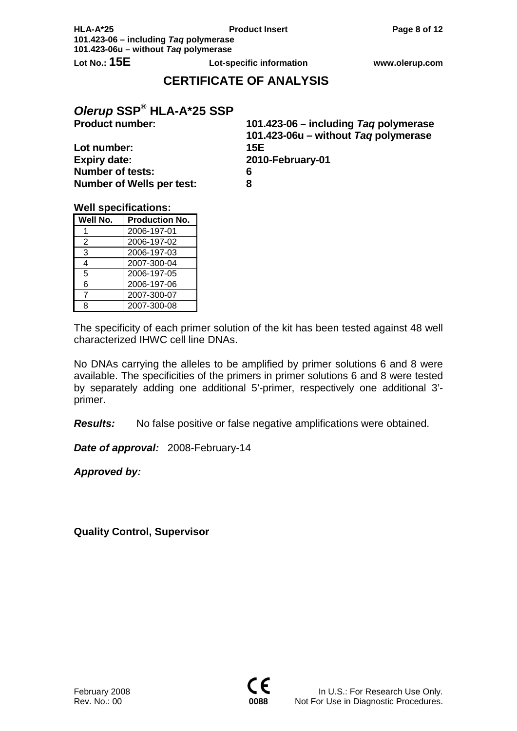# CERTIFICATE OF ANALYSIS

## *Olerup* SSP® HLA-A*25 SSP

| | |
|---|---|
| **Product number:** | **101.423-06 – including *Taq* polymerase** <br> **101.423-06u – without *Taq* polymerase** |
| **Lot number:** | **15E** |
| **Expiry date:** | **2010-February-01** |
| **Number of tests:** | **6** |
| **Number of Wells per test:** | **8** |

**Well specifications:**

| Well No. | Production No. |
|---|---|
| 1 | 2006-197-01 |
| 2 | 2006-197-02 |
| 3 | 2006-197-03 |
| 4 | 2007-300-04 |
| 5 | 2006-197-05 |
| 6 | 2006-197-06 |
| 7 | 2007-300-07 |
| 8 | 2007-300-08 |

The specificity of each primer solution of the kit has been tested against 48 well characterized IHWC cell line DNAs.

No DNAs carrying the alleles to be amplified by primer solutions 6 and 8 were available. The specificities of the primers in primer solutions 6 and 8 were tested by separately adding one additional 5'-primer, respectively one additional 3'-primer.

***Results:*** No false positive or false negative amplifications were obtained.

***Date of approval:*** 2008-February-14

***Approved by:***

**Quality Control, Supervisor**

February 2008
Rev. No.: 00

CE 0088

In U.S.: For Research Use Only.
Not For Use in Diagnostic Procedures.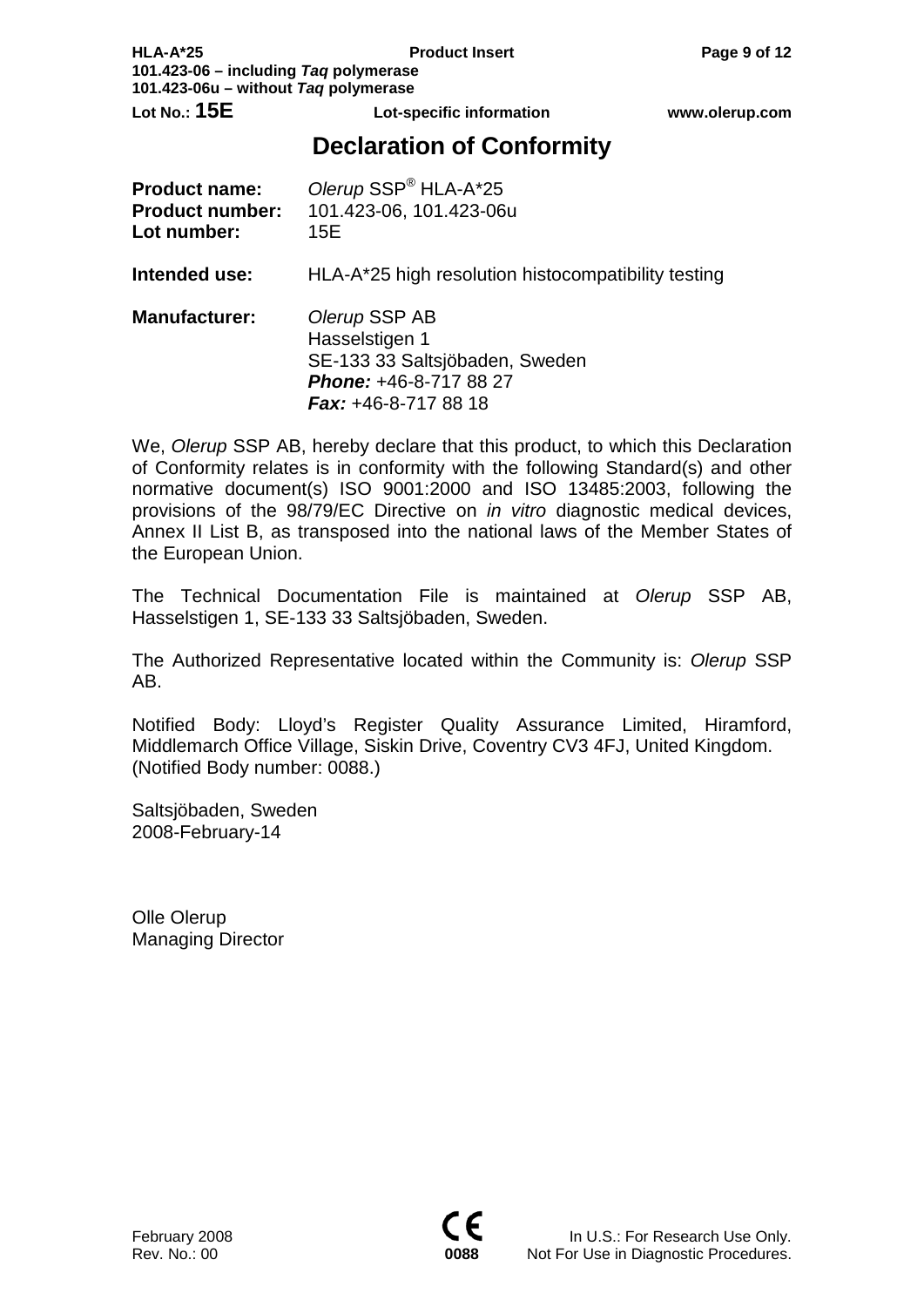# Declaration of Conformity

**Product name:** *Olerup* SSP® HLA-A*25
**Product number:** 101.423-06, 101.423-06u
**Lot number:** 15E

**Intended use:** HLA-A*25 high resolution histocompatibility testing

**Manufacturer:** *Olerup* SSP AB
Hasselstigen 1
SE-133 33 Saltsjöbaden, Sweden
***Phone:*** +46-8-717 88 27
***Fax:*** +46-8-717 88 18

We, *Olerup* SSP AB, hereby declare that this product, to which this Declaration of Conformity relates is in conformity with the following Standard(s) and other normative document(s) ISO 9001:2000 and ISO 13485:2003, following the provisions of the 98/79/EC Directive on *in vitro* diagnostic medical devices, Annex II List B, as transposed into the national laws of the Member States of the European Union.

The Technical Documentation File is maintained at *Olerup* SSP AB, Hasselstigen 1, SE-133 33 Saltsjöbaden, Sweden.

The Authorized Representative located within the Community is: *Olerup* SSP AB.

Notified Body: Lloyd's Register Quality Assurance Limited, Hiramford, Middlemarch Office Village, Siskin Drive, Coventry CV3 4FJ, United Kingdom.
(Notified Body number: 0088.)

Saltsjöbaden, Sweden
2008-February-14

Olle Olerup
Managing Director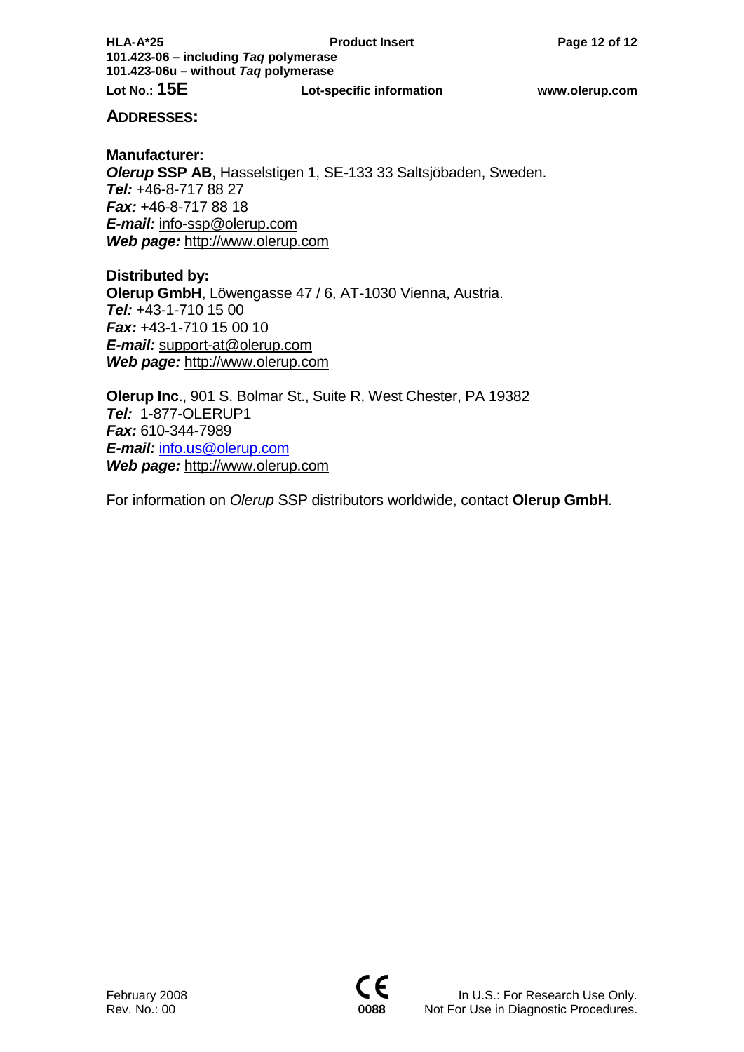## ADDRESSES:

**Manufacturer:**
***Olerup* SSP AB**, Hasselstigen 1, SE-133 33 Saltsjöbaden, Sweden.
***Tel:*** +46-8-717 88 27
***Fax:*** +46-8-717 88 18
***E-mail:*** info-ssp@olerup.com
***Web page:*** http://www.olerup.com

**Distributed by:**
**Olerup GmbH**, Löwengasse 47 / 6, AT-1030 Vienna, Austria.
***Tel:*** +43-1-710 15 00
***Fax:*** +43-1-710 15 00 10
***E-mail:*** support-at@olerup.com
***Web page:*** http://www.olerup.com

**Olerup Inc**., 901 S. Bolmar St., Suite R, West Chester, PA 19382
***Tel:*** 1-877-OLERUP1
***Fax:*** 610-344-7989
***E-mail:*** info.us@olerup.com
***Web page:*** http://www.olerup.com

For information on *Olerup* SSP distributors worldwide, contact **Olerup GmbH**.

February 2008
Rev. No.: 00

CE 0088

In U.S.: For Research Use Only.
Not For Use in Diagnostic Procedures.